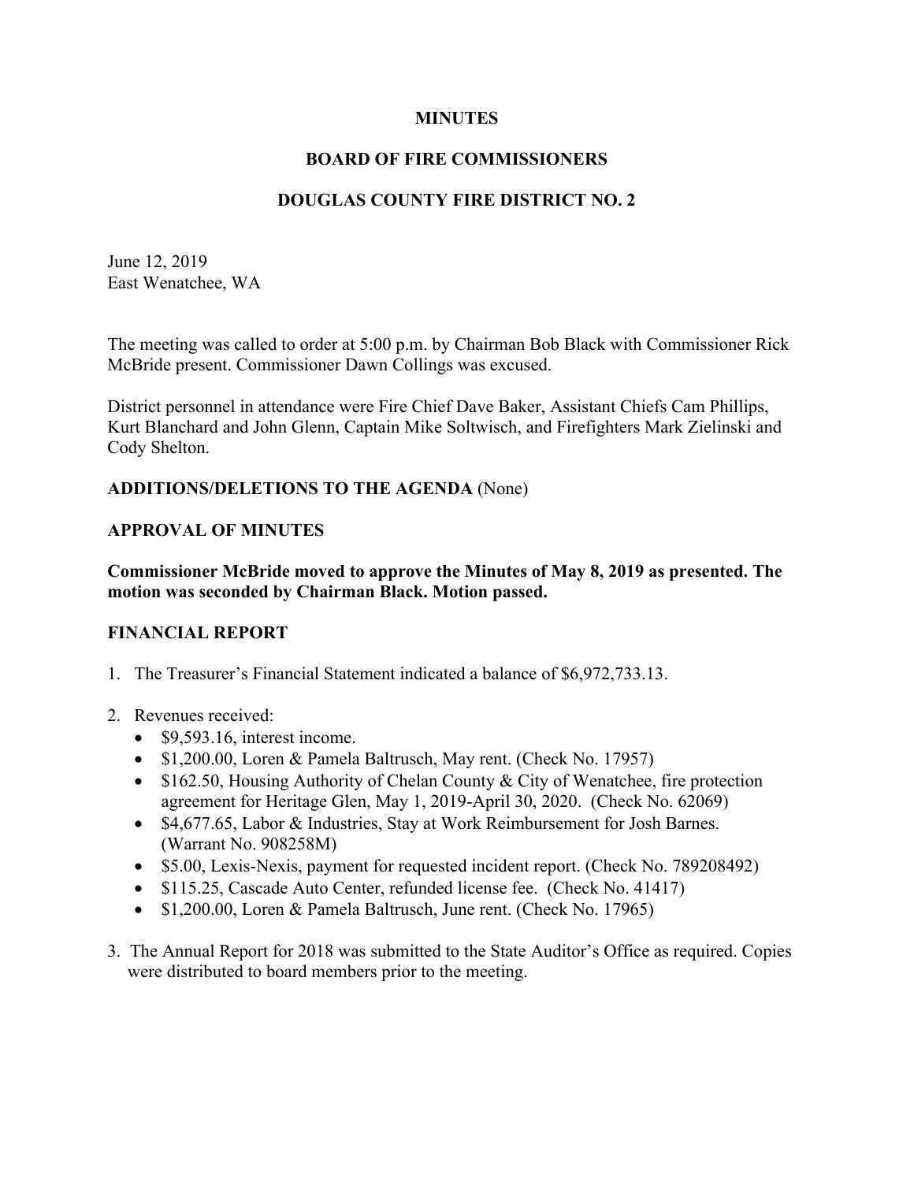**MINUTES**

**BOARD OF FIRE COMMISSIONERS**

**DOUGLAS COUNTY FIRE DISTRICT NO. 2**

June 12, 2019
East Wenatchee, WA

The meeting was called to order at 5:00 p.m. by Chairman Bob Black with Commissioner Rick McBride present. Commissioner Dawn Collings was excused.

District personnel in attendance were Fire Chief Dave Baker, Assistant Chiefs Cam Phillips, Kurt Blanchard and John Glenn, Captain Mike Soltwisch, and Firefighters Mark Zielinski and Cody Shelton.

**ADDITIONS/DELETIONS TO THE AGENDA** (None)

**APPROVAL OF MINUTES**

**Commissioner McBride moved to approve the Minutes of May 8, 2019 as presented. The motion was seconded by Chairman Black. Motion passed.**

**FINANCIAL REPORT**

1. The Treasurer's Financial Statement indicated a balance of $6,972,733.13.

2. Revenues received:
   - $9,593.16, interest income.
   - $1,200.00, Loren & Pamela Baltrusch, May rent. (Check No. 17957)
   - $162.50, Housing Authority of Chelan County & City of Wenatchee, fire protection agreement for Heritage Glen, May 1, 2019-April 30, 2020. (Check No. 62069)
   - $4,677.65, Labor & Industries, Stay at Work Reimbursement for Josh Barnes. (Warrant No. 908258M)
   - $5.00, Lexis-Nexis, payment for requested incident report. (Check No. 789208492)
   - $115.25, Cascade Auto Center, refunded license fee. (Check No. 41417)
   - $1,200.00, Loren & Pamela Baltrusch, June rent. (Check No. 17965)

3. The Annual Report for 2018 was submitted to the State Auditor's Office as required. Copies were distributed to board members prior to the meeting.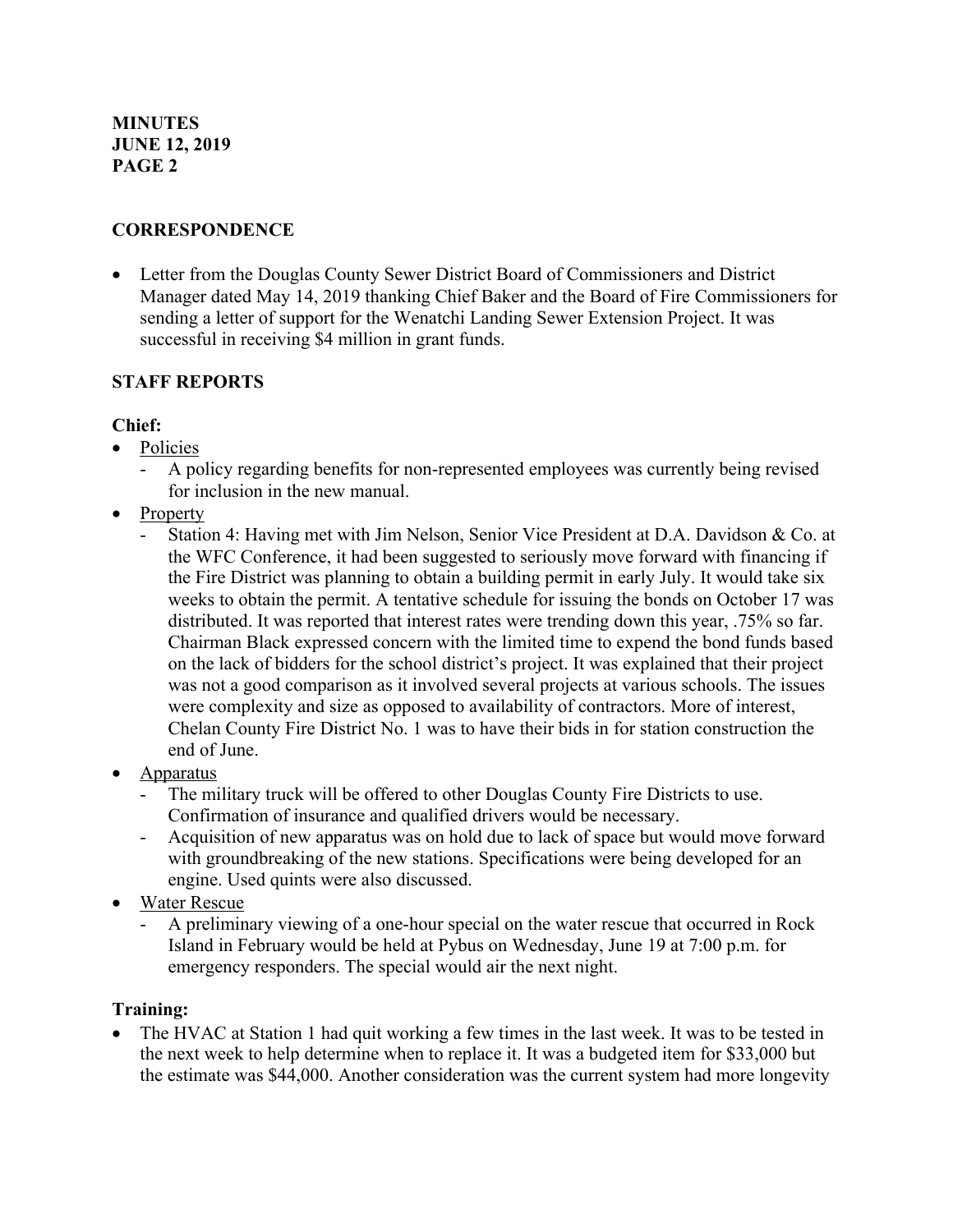## CORRESPONDENCE

- Letter from the Douglas County Sewer District Board of Commissioners and District Manager dated May 14, 2019 thanking Chief Baker and the Board of Fire Commissioners for sending a letter of support for the Wenatchi Landing Sewer Extension Project. It was successful in receiving $4 million in grant funds.

## STAFF REPORTS

### Chief:

- Policies
  - A policy regarding benefits for non-represented employees was currently being revised for inclusion in the new manual.
- Property
  - Station 4: Having met with Jim Nelson, Senior Vice President at D.A. Davidson & Co. at the WFC Conference, it had been suggested to seriously move forward with financing if the Fire District was planning to obtain a building permit in early July. It would take six weeks to obtain the permit. A tentative schedule for issuing the bonds on October 17 was distributed. It was reported that interest rates were trending down this year, .75% so far. Chairman Black expressed concern with the limited time to expend the bond funds based on the lack of bidders for the school district's project. It was explained that their project was not a good comparison as it involved several projects at various schools. The issues were complexity and size as opposed to availability of contractors. More of interest, Chelan County Fire District No. 1 was to have their bids in for station construction the end of June.
- Apparatus
  - The military truck will be offered to other Douglas County Fire Districts to use. Confirmation of insurance and qualified drivers would be necessary.
  - Acquisition of new apparatus was on hold due to lack of space but would move forward with groundbreaking of the new stations. Specifications were being developed for an engine. Used quints were also discussed.
- Water Rescue
  - A preliminary viewing of a one-hour special on the water rescue that occurred in Rock Island in February would be held at Pybus on Wednesday, June 19 at 7:00 p.m. for emergency responders. The special would air the next night.

### Training:

- The HVAC at Station 1 had quit working a few times in the last week. It was to be tested in the next week to help determine when to replace it. It was a budgeted item for $33,000 but the estimate was $44,000. Another consideration was the current system had more longevity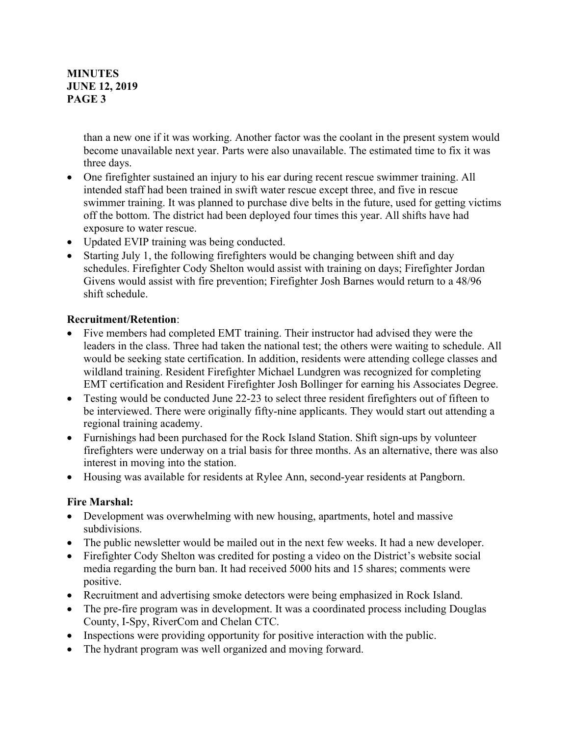than a new one if it was working. Another factor was the coolant in the present system would become unavailable next year. Parts were also unavailable. The estimated time to fix it was three days.

- One firefighter sustained an injury to his ear during recent rescue swimmer training. All intended staff had been trained in swift water rescue except three, and five in rescue swimmer training. It was planned to purchase dive belts in the future, used for getting victims off the bottom. The district had been deployed four times this year. All shifts have had exposure to water rescue.
- Updated EVIP training was being conducted.
- Starting July 1, the following firefighters would be changing between shift and day schedules. Firefighter Cody Shelton would assist with training on days; Firefighter Jordan Givens would assist with fire prevention; Firefighter Josh Barnes would return to a 48/96 shift schedule.

**Recruitment/Retention**:

- Five members had completed EMT training. Their instructor had advised they were the leaders in the class. Three had taken the national test; the others were waiting to schedule. All would be seeking state certification. In addition, residents were attending college classes and wildland training. Resident Firefighter Michael Lundgren was recognized for completing EMT certification and Resident Firefighter Josh Bollinger for earning his Associates Degree.
- Testing would be conducted June 22-23 to select three resident firefighters out of fifteen to be interviewed. There were originally fifty-nine applicants. They would start out attending a regional training academy.
- Furnishings had been purchased for the Rock Island Station. Shift sign-ups by volunteer firefighters were underway on a trial basis for three months. As an alternative, there was also interest in moving into the station.
- Housing was available for residents at Rylee Ann, second-year residents at Pangborn.

**Fire Marshal:**

- Development was overwhelming with new housing, apartments, hotel and massive subdivisions.
- The public newsletter would be mailed out in the next few weeks. It had a new developer.
- Firefighter Cody Shelton was credited for posting a video on the District's website social media regarding the burn ban. It had received 5000 hits and 15 shares; comments were positive.
- Recruitment and advertising smoke detectors were being emphasized in Rock Island.
- The pre-fire program was in development. It was a coordinated process including Douglas County, I-Spy, RiverCom and Chelan CTC.
- Inspections were providing opportunity for positive interaction with the public.
- The hydrant program was well organized and moving forward.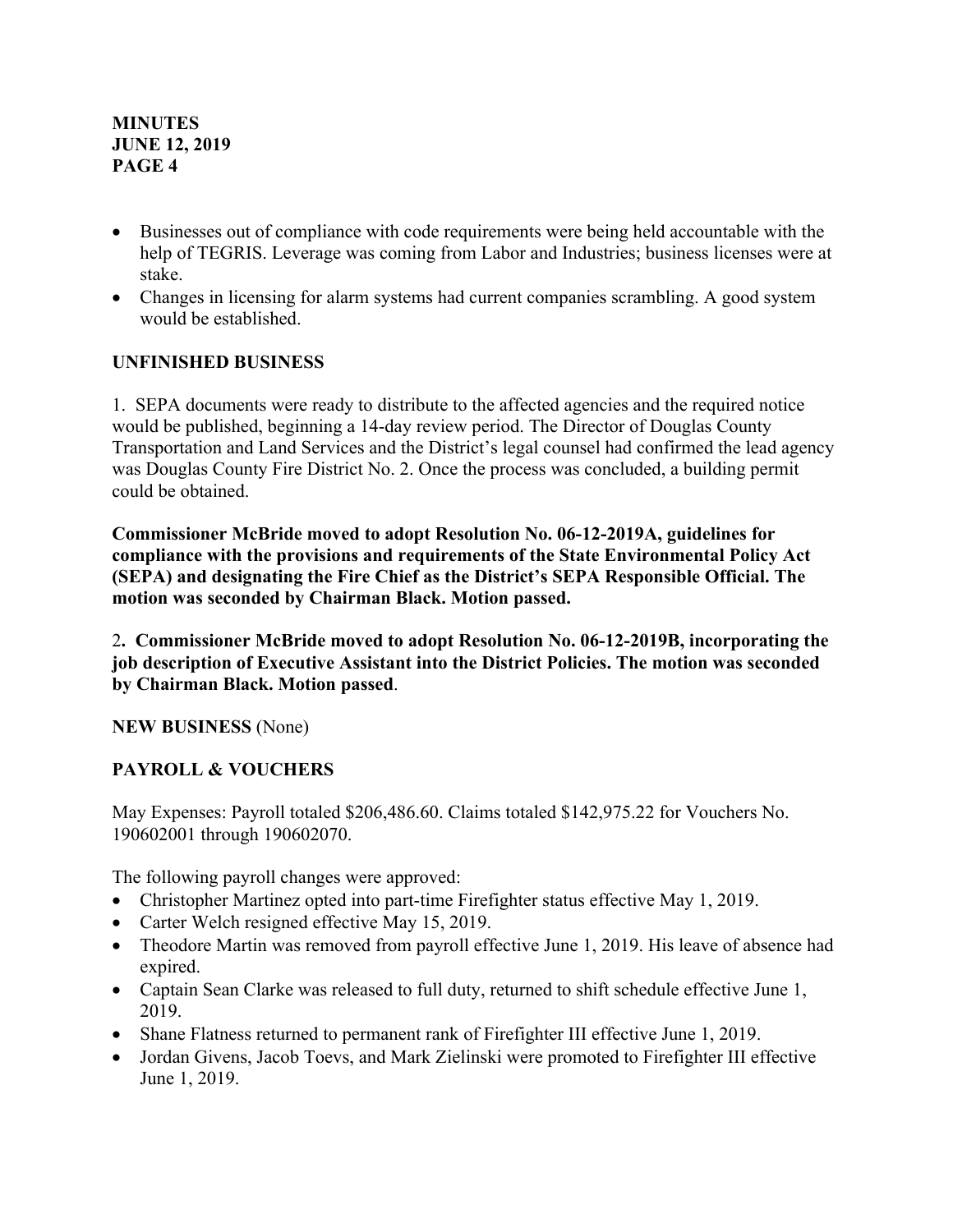- Businesses out of compliance with code requirements were being held accountable with the help of TEGRIS. Leverage was coming from Labor and Industries; business licenses were at stake.
- Changes in licensing for alarm systems had current companies scrambling. A good system would be established.

**UNFINISHED BUSINESS**

1. SEPA documents were ready to distribute to the affected agencies and the required notice would be published, beginning a 14-day review period. The Director of Douglas County Transportation and Land Services and the District's legal counsel had confirmed the lead agency was Douglas County Fire District No. 2. Once the process was concluded, a building permit could be obtained.

**Commissioner McBride moved to adopt Resolution No. 06-12-2019A, guidelines for compliance with the provisions and requirements of the State Environmental Policy Act (SEPA) and designating the Fire Chief as the District's SEPA Responsible Official. The motion was seconded by Chairman Black. Motion passed.**

2**. Commissioner McBride moved to adopt Resolution No. 06-12-2019B, incorporating the job description of Executive Assistant into the District Policies. The motion was seconded by Chairman Black. Motion passed**.

**NEW BUSINESS** (None)

**PAYROLL & VOUCHERS**

May Expenses: Payroll totaled $206,486.60. Claims totaled $142,975.22 for Vouchers No. 190602001 through 190602070.

The following payroll changes were approved:

- Christopher Martinez opted into part-time Firefighter status effective May 1, 2019.
- Carter Welch resigned effective May 15, 2019.
- Theodore Martin was removed from payroll effective June 1, 2019. His leave of absence had expired.
- Captain Sean Clarke was released to full duty, returned to shift schedule effective June 1, 2019.
- Shane Flatness returned to permanent rank of Firefighter III effective June 1, 2019.
- Jordan Givens, Jacob Toevs, and Mark Zielinski were promoted to Firefighter III effective June 1, 2019.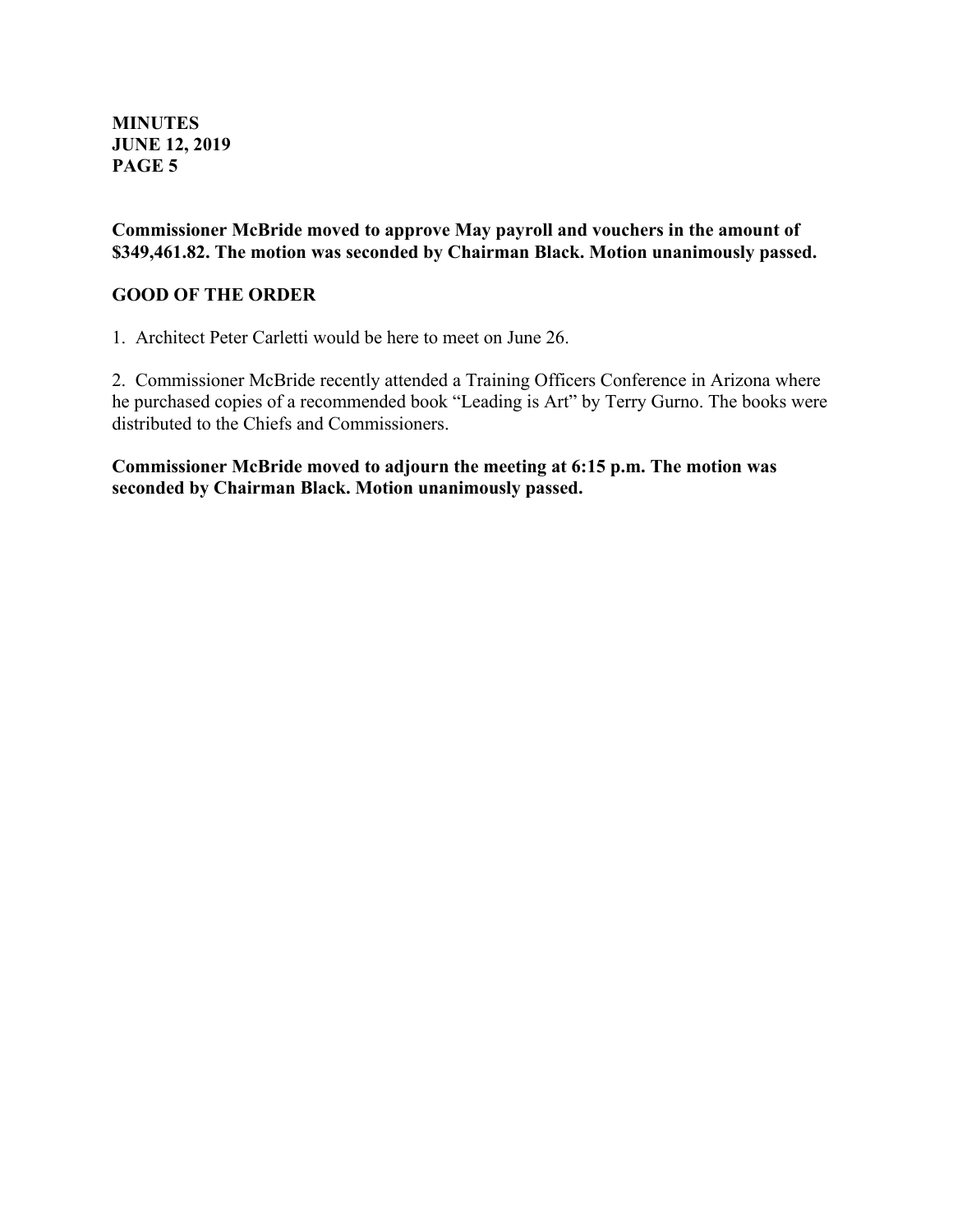**Commissioner McBride moved to approve May payroll and vouchers in the amount of $349,461.82. The motion was seconded by Chairman Black. Motion unanimously passed.**

## GOOD OF THE ORDER

1. Architect Peter Carletti would be here to meet on June 26.

2. Commissioner McBride recently attended a Training Officers Conference in Arizona where he purchased copies of a recommended book "Leading is Art" by Terry Gurno. The books were distributed to the Chiefs and Commissioners.

**Commissioner McBride moved to adjourn the meeting at 6:15 p.m. The motion was seconded by Chairman Black. Motion unanimously passed.**